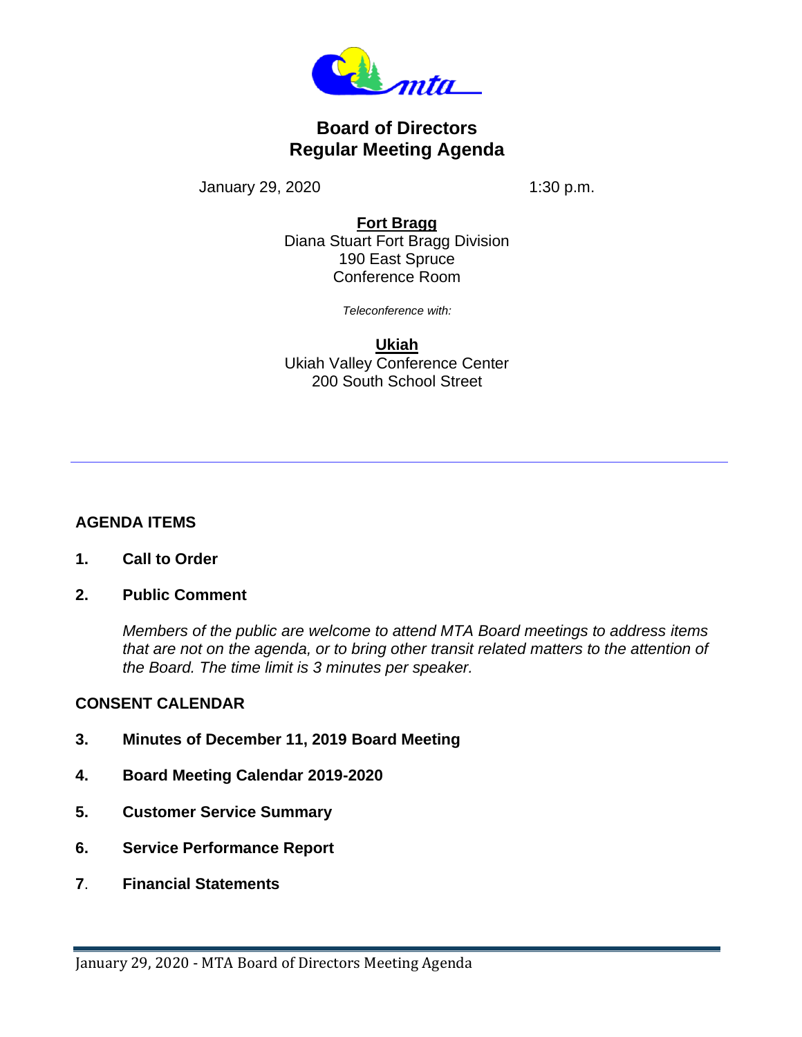# Board of Directors
# Regular Meeting Agenda

January 29, 2020 1:30 p.m.

**Fort Bragg**
Diana Stuart Fort Bragg Division
190 East Spruce
Conference Room

*Teleconference with:*

**Ukiah**
Ukiah Valley Conference Center
200 South School Street

---

## AGENDA ITEMS

**1. Call to Order**

**2. Public Comment**

*Members of the public are welcome to attend MTA Board meetings to address items that are not on the agenda, or to bring other transit related matters to the attention of the Board. The time limit is 3 minutes per speaker.*

## CONSENT CALENDAR

**3. Minutes of December 11, 2019 Board Meeting**

**4. Board Meeting Calendar 2019-2020**

**5. Customer Service Summary**

**6. Service Performance Report**

**7. Financial Statements**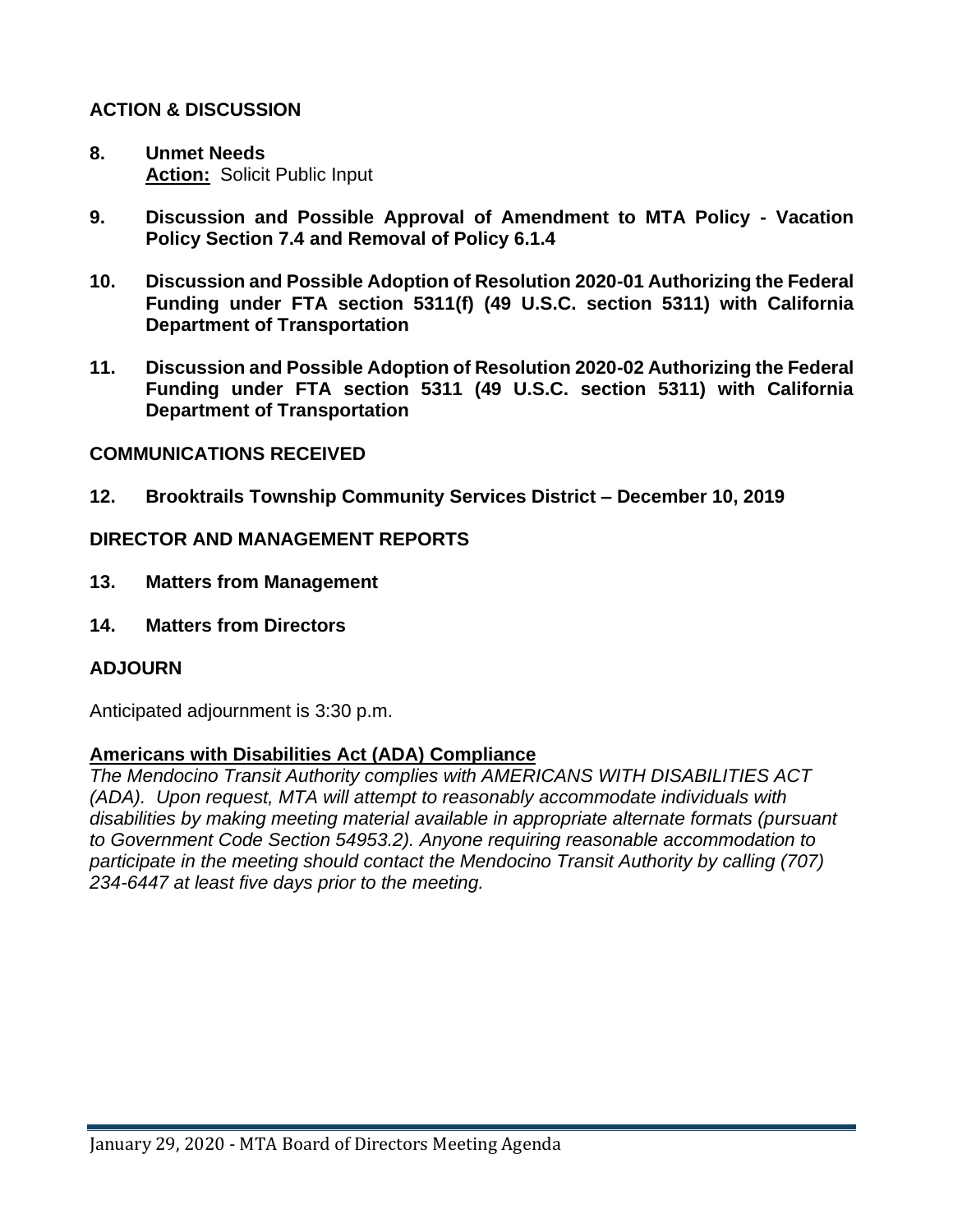## ACTION & DISCUSSION

**8. Unmet Needs**
**Action:** Solicit Public Input

**9. Discussion and Possible Approval of Amendment to MTA Policy - Vacation Policy Section 7.4 and Removal of Policy 6.1.4**

**10. Discussion and Possible Adoption of Resolution 2020-01 Authorizing the Federal Funding under FTA section 5311(f) (49 U.S.C. section 5311) with California Department of Transportation**

**11. Discussion and Possible Adoption of Resolution 2020-02 Authorizing the Federal Funding under FTA section 5311 (49 U.S.C. section 5311) with California Department of Transportation**

## COMMUNICATIONS RECEIVED

**12. Brooktrails Township Community Services District – December 10, 2019**

## DIRECTOR AND MANAGEMENT REPORTS

**13. Matters from Management**

**14. Matters from Directors**

## ADJOURN

Anticipated adjournment is 3:30 p.m.

**Americans with Disabilities Act (ADA) Compliance**

*The Mendocino Transit Authority complies with AMERICANS WITH DISABILITIES ACT (ADA). Upon request, MTA will attempt to reasonably accommodate individuals with disabilities by making meeting material available in appropriate alternate formats (pursuant to Government Code Section 54953.2). Anyone requiring reasonable accommodation to participate in the meeting should contact the Mendocino Transit Authority by calling (707) 234-6447 at least five days prior to the meeting.*